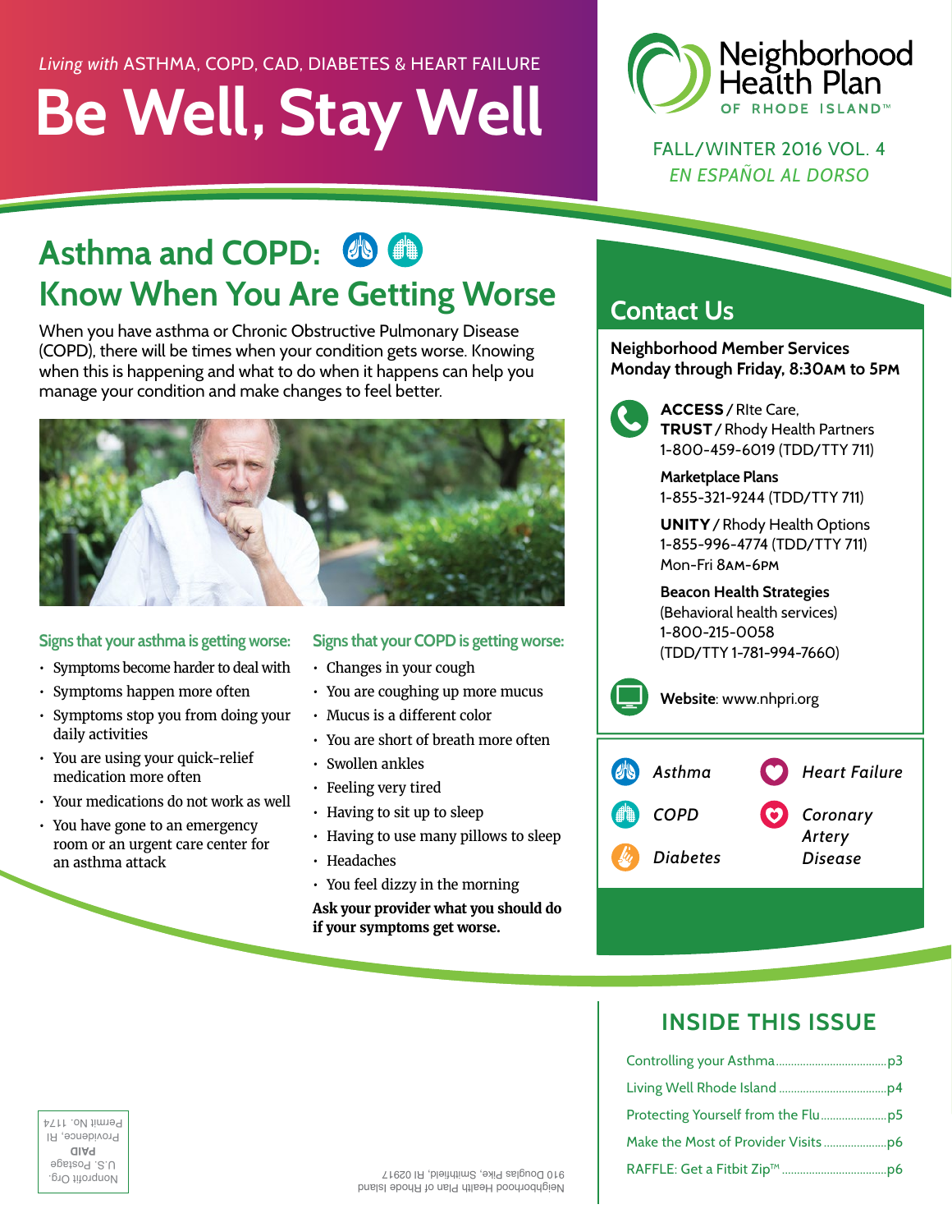*Living with* ASTHMA, COPD, CAD, DIABETES & HEART FAILURE

# Be Well, Stay Well

Neighborhood Health Plan OF RHODE ISLAND™

FALL/WINTER 2016 VOL. 4

*EN ESPAÑOL AL DORSO*

## Asthma and COPD: Know When You Are Getting Worse

When you have asthma or Chronic Obstructive Pulmonary Disease (COPD), there will be times when your condition gets worse. Knowing when this is happening and what to do when it happens can help you manage your condition and make changes to feel better.

### Signs that your asthma is getting worse:

- Symptoms become harder to deal with
- Symptoms happen more often
- Symptoms stop you from doing your daily activities
- You are using your quick-relief medication more often
- Your medications do not work as well
- You have gone to an emergency room or an urgent care center for an asthma attack

### Signs that your COPD is getting worse:

- Changes in your cough
- You are coughing up more mucus
- Mucus is a different color
- You are short of breath more often
- Swollen ankles
- Feeling very tired
- Having to sit up to sleep
- Having to use many pillows to sleep
- Headaches
- You feel dizzy in the morning

**Ask your provider what you should do if your symptoms get worse.**

## Contact Us

**Neighborhood Member Services**
**Monday through Friday, 8:30AM to 5PM**

**ACCESS** / RIte Care,
**TRUST** / Rhody Health Partners
1-800-459-6019 (TDD/TTY 711)

**Marketplace Plans**
1-855-321-9244 (TDD/TTY 711)

**UNITY** / Rhody Health Options
1-855-996-4774 (TDD/TTY 711)
Mon-Fri 8AM-6PM

**Beacon Health Strategies**
(Behavioral health services)
1-800-215-0058
(TDD/TTY 1-781-994-7660)

**Website**: www.nhpri.org

*Asthma* · *COPD* · *Diabetes* · *Heart Failure* · *Coronary Artery Disease*

## INSIDE THIS ISSUE

- Controlling your Asthma ........ p3
- Living Well Rhode Island ........ p4
- Protecting Yourself from the Flu ........ p5
- Make the Most of Provider Visits ........ p6
- RAFFLE: Get a Fitbit Zip™ ........ p6

Neighborhood Health Plan of Rhode Island
910 Douglas Pike, Smithfield, RI 02917

Nonprofit Org.
U.S. Postage
**PAID**
Providence, RI
Permit No. 1174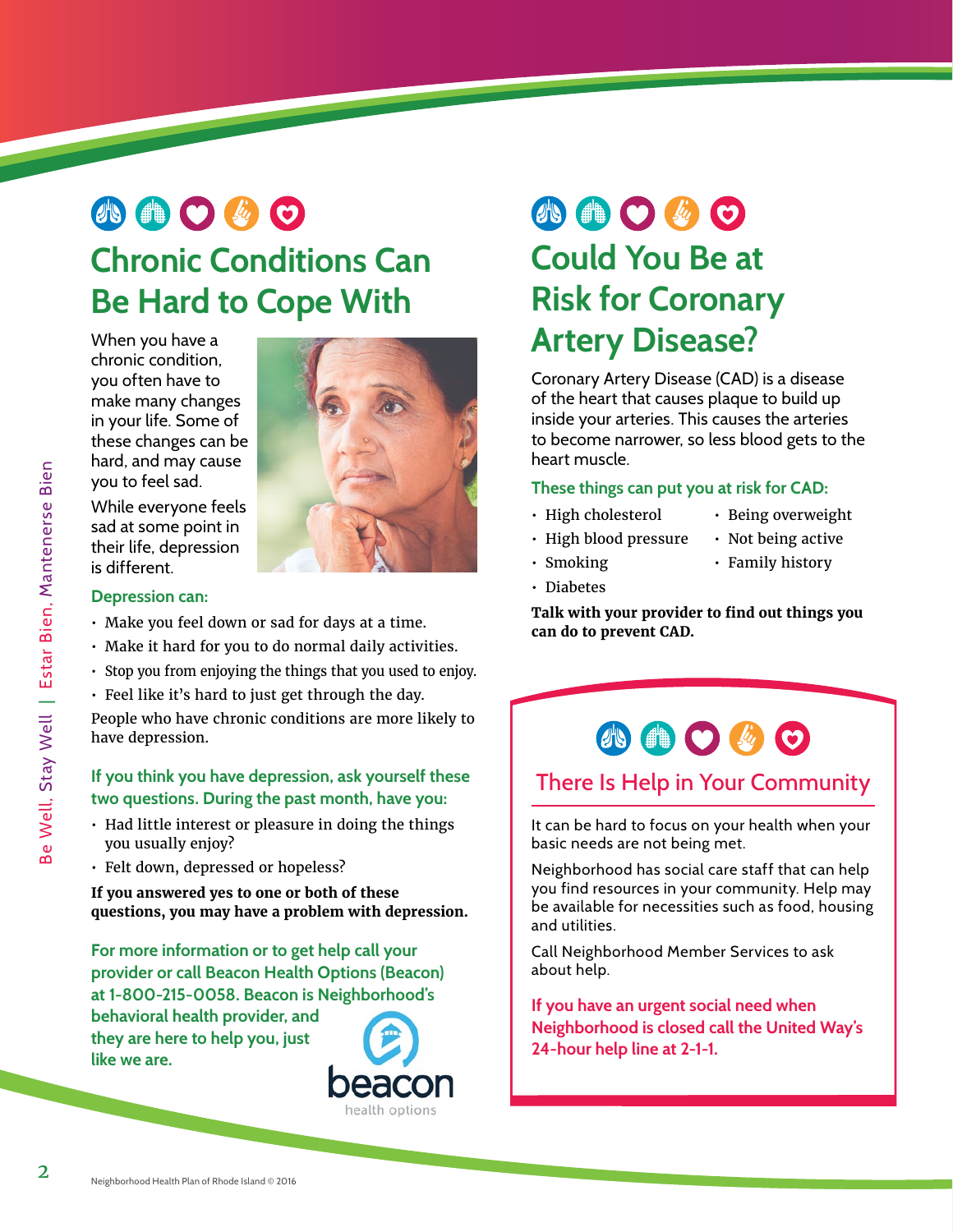## Chronic Conditions Can Be Hard to Cope With

When you have a chronic condition, you often have to make many changes in your life. Some of these changes can be hard, and may cause you to feel sad.

While everyone feels sad at some point in their life, depression is different.

### Depression can:

- Make you feel down or sad for days at a time.
- Make it hard for you to do normal daily activities.
- Stop you from enjoying the things that you used to enjoy.
- Feel like it's hard to just get through the day.

People who have chronic conditions are more likely to have depression.

### If you think you have depression, ask yourself these two questions. During the past month, have you:

- Had little interest or pleasure in doing the things you usually enjoy?
- Felt down, depressed or hopeless?

**If you answered yes to one or both of these questions, you may have a problem with depression.**

For more information or to get help call your provider or call Beacon Health Options (Beacon) at 1-800-215-0058. Beacon is Neighborhood's behavioral health provider, and they are here to help you, just like we are.

## Could You Be at Risk for Coronary Artery Disease?

Coronary Artery Disease (CAD) is a disease of the heart that causes plaque to build up inside your arteries. This causes the arteries to become narrower, so less blood gets to the heart muscle.

### These things can put you at risk for CAD:

- High cholesterol
- High blood pressure
- Smoking
- Diabetes
- Being overweight
- Not being active
- Family history

**Talk with your provider to find out things you can do to prevent CAD.**

## There Is Help in Your Community

It can be hard to focus on your health when your basic needs are not being met.

Neighborhood has social care staff that can help you find resources in your community. Help may be available for necessities such as food, housing and utilities.

Call Neighborhood Member Services to ask about help.

If you have an urgent social need when Neighborhood is closed call the United Way's 24-hour help line at 2-1-1.

Neighborhood Health Plan of Rhode Island © 2016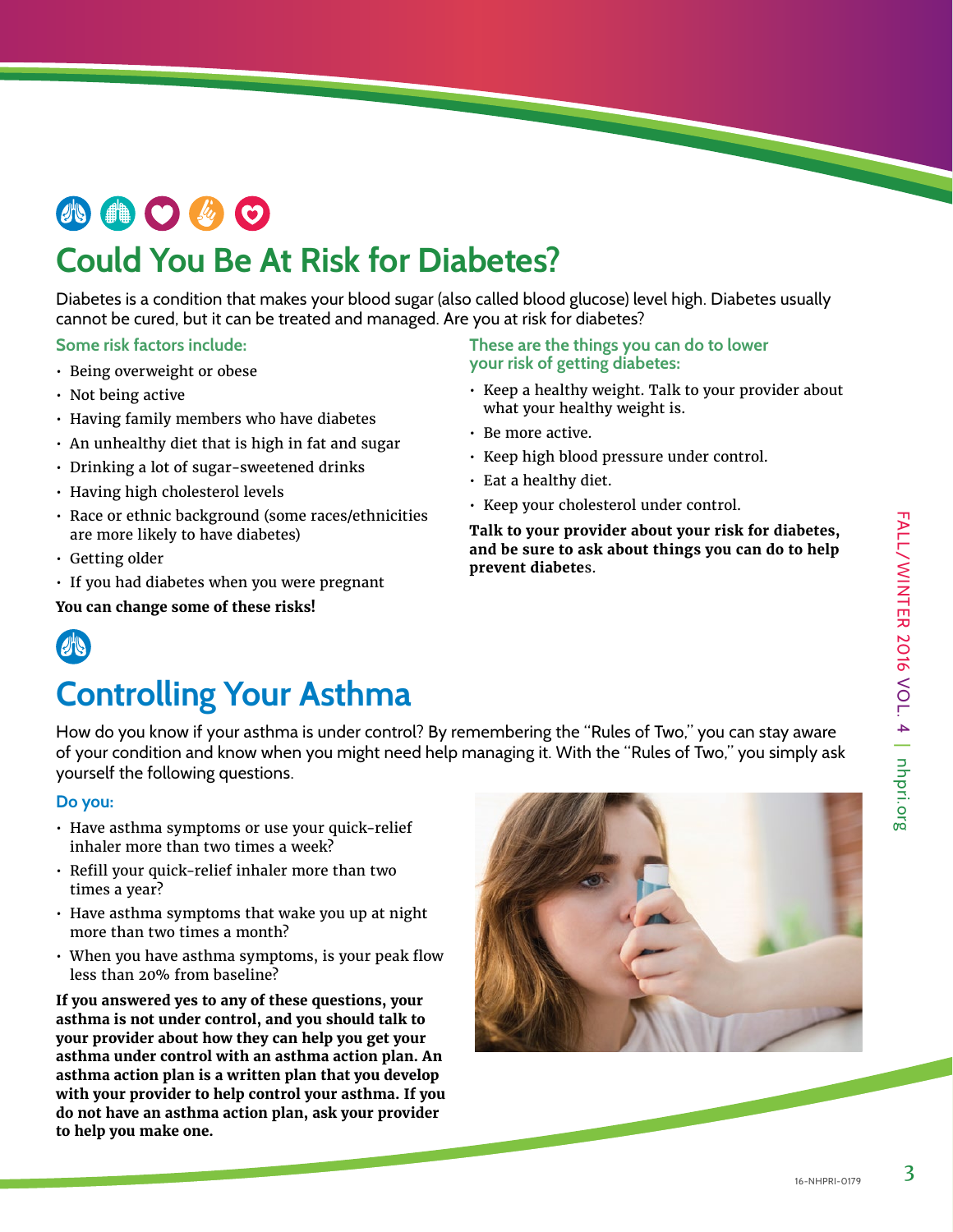## Could You Be At Risk for Diabetes?

Diabetes is a condition that makes your blood sugar (also called blood glucose) level high. Diabetes usually cannot be cured, but it can be treated and managed. Are you at risk for diabetes?

### Some risk factors include:

- Being overweight or obese
- Not being active
- Having family members who have diabetes
- An unhealthy diet that is high in fat and sugar
- Drinking a lot of sugar-sweetened drinks
- Having high cholesterol levels
- Race or ethnic background (some races/ethnicities are more likely to have diabetes)
- Getting older
- If you had diabetes when you were pregnant

**You can change some of these risks!**

### These are the things you can do to lower your risk of getting diabetes:

- Keep a healthy weight. Talk to your provider about what your healthy weight is.
- Be more active.
- Keep high blood pressure under control.
- Eat a healthy diet.
- Keep your cholesterol under control.

**Talk to your provider about your risk for diabetes, and be sure to ask about things you can do to help prevent diabetes.**

## Controlling Your Asthma

How do you know if your asthma is under control? By remembering the "Rules of Two," you can stay aware of your condition and know when you might need help managing it. With the "Rules of Two," you simply ask yourself the following questions.

### Do you:

- Have asthma symptoms or use your quick-relief inhaler more than two times a week?
- Refill your quick-relief inhaler more than two times a year?
- Have asthma symptoms that wake you up at night more than two times a month?
- When you have asthma symptoms, is your peak flow less than 20% from baseline?

**If you answered yes to any of these questions, your asthma is not under control, and you should talk to your provider about how they can help you get your asthma under control with an asthma action plan. An asthma action plan is a written plan that you develop with your provider to help control your asthma. If you do not have an asthma action plan, ask your provider to help you make one.**

16-NHPRI-0179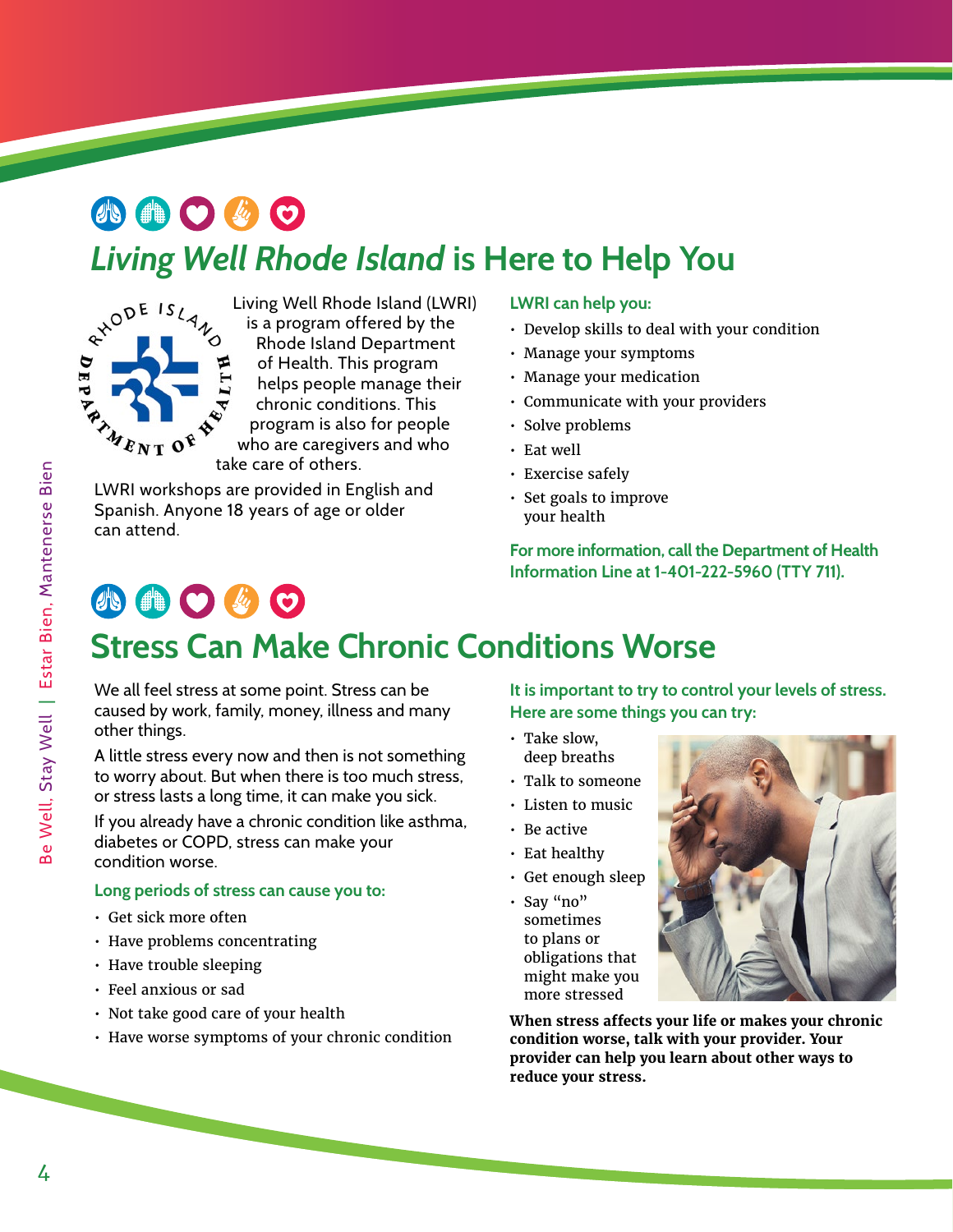## *Living Well Rhode Island* is Here to Help You

Living Well Rhode Island (LWRI) is a program offered by the Rhode Island Department of Health. This program helps people manage their chronic conditions. This program is also for people who are caregivers and who take care of others.

LWRI workshops are provided in English and Spanish. Anyone 18 years of age or older can attend.

**LWRI can help you:**

- Develop skills to deal with your condition
- Manage your symptoms
- Manage your medication
- Communicate with your providers
- Solve problems
- Eat well
- Exercise safely
- Set goals to improve your health

**For more information, call the Department of Health Information Line at 1-401-222-5960 (TTY 711).**

## Stress Can Make Chronic Conditions Worse

We all feel stress at some point. Stress can be caused by work, family, money, illness and many other things.

A little stress every now and then is not something to worry about. But when there is too much stress, or stress lasts a long time, it can make you sick.

If you already have a chronic condition like asthma, diabetes or COPD, stress can make your condition worse.

**Long periods of stress can cause you to:**

- Get sick more often
- Have problems concentrating
- Have trouble sleeping
- Feel anxious or sad
- Not take good care of your health
- Have worse symptoms of your chronic condition

**It is important to try to control your levels of stress. Here are some things you can try:**

- Take slow, deep breaths
- Talk to someone
- Listen to music
- Be active
- Eat healthy
- Get enough sleep
- Say "no" sometimes to plans or obligations that might make you more stressed

**When stress affects your life or makes your chronic condition worse, talk with your provider. Your provider can help you learn about other ways to reduce your stress.**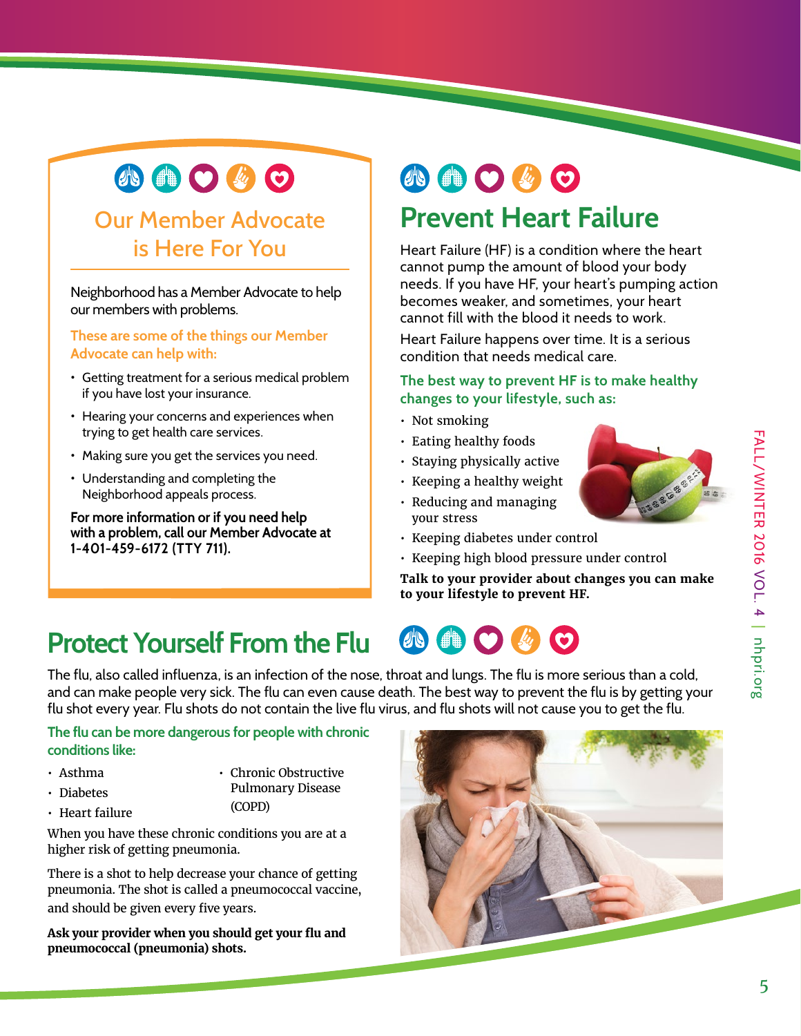## Our Member Advocate is Here For You

Neighborhood has a Member Advocate to help our members with problems.

These are some of the things our Member Advocate can help with:

- Getting treatment for a serious medical problem if you have lost your insurance.
- Hearing your concerns and experiences when trying to get health care services.
- Making sure you get the services you need.
- Understanding and completing the Neighborhood appeals process.

**For more information or if you need help with a problem, call our Member Advocate at 1-401-459-6172 (TTY 711).**

## Prevent Heart Failure

Heart Failure (HF) is a condition where the heart cannot pump the amount of blood your body needs. If you have HF, your heart's pumping action becomes weaker, and sometimes, your heart cannot fill with the blood it needs to work.

Heart Failure happens over time. It is a serious condition that needs medical care.

The best way to prevent HF is to make healthy changes to your lifestyle, such as:

- Not smoking
- Eating healthy foods
- Staying physically active
- Keeping a healthy weight
- Reducing and managing your stress
- Keeping diabetes under control
- Keeping high blood pressure under control

**Talk to your provider about changes you can make to your lifestyle to prevent HF.**

## Protect Yourself From the Flu

The flu, also called influenza, is an infection of the nose, throat and lungs. The flu is more serious than a cold, and can make people very sick. The flu can even cause death. The best way to prevent the flu is by getting your flu shot every year. Flu shots do not contain the live flu virus, and flu shots will not cause you to get the flu.

The flu can be more dangerous for people with chronic conditions like:

- Asthma
- Diabetes
- Heart failure
- Chronic Obstructive Pulmonary Disease (COPD)

When you have these chronic conditions you are at a higher risk of getting pneumonia.

There is a shot to help decrease your chance of getting pneumonia. The shot is called a pneumococcal vaccine, and should be given every five years.

**Ask your provider when you should get your flu and pneumococcal (pneumonia) shots.**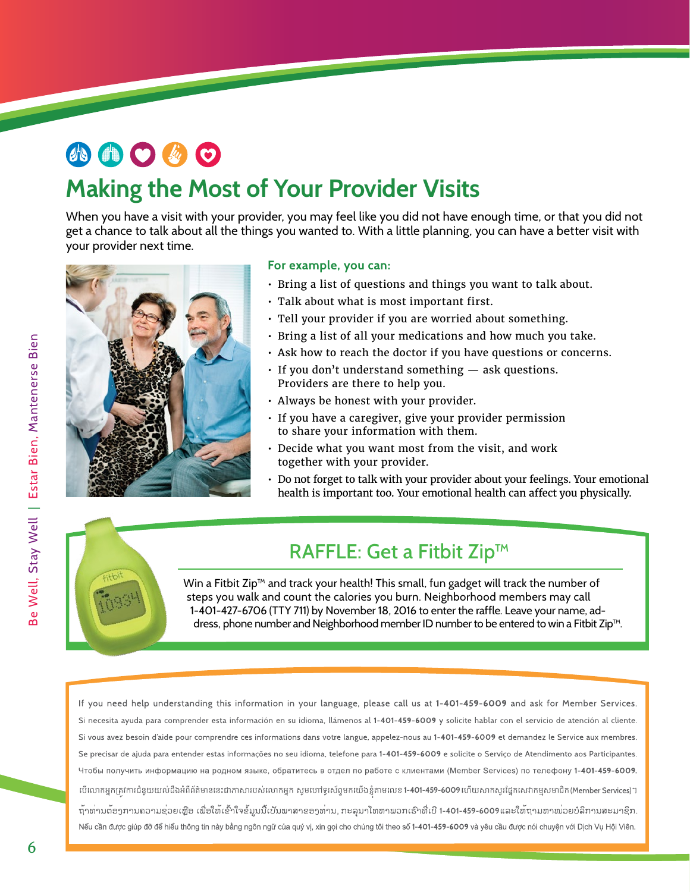# Making the Most of Your Provider Visits

When you have a visit with your provider, you may feel like you did not have enough time, or that you did not get a chance to talk about all the things you wanted to. With a little planning, you can have a better visit with your provider next time.

**For example, you can:**

- Bring a list of questions and things you want to talk about.
- Talk about what is most important first.
- Tell your provider if you are worried about something.
- Bring a list of all your medications and how much you take.
- Ask how to reach the doctor if you have questions or concerns.
- If you don't understand something — ask questions. Providers are there to help you.
- Always be honest with your provider.
- If you have a caregiver, give your provider permission to share your information with them.
- Decide what you want most from the visit, and work together with your provider.
- Do not forget to talk with your provider about your feelings. Your emotional health is important too. Your emotional health can affect you physically.

## RAFFLE: Get a Fitbit Zip™

Win a Fitbit Zip™ and track your health! This small, fun gadget will track the number of steps you walk and count the calories you burn. Neighborhood members may call 1-401-427-6706 (TTY 711) by November 18, 2016 to enter the raffle. Leave your name, address, phone number and Neighborhood member ID number to be entered to win a Fitbit Zip™.

If you need help understanding this information in your language, please call us at **1-401-459-6009** and ask for Member Services.

Si necesita ayuda para comprender esta información en su idioma, llámenos al **1-401-459-6009** y solicite hablar con el servicio de atención al cliente.

Si vous avez besoin d'aide pour comprendre ces informations dans votre langue, appelez-nous au **1-401-459-6009** et demandez le Service aux membres.

Se precisar de ajuda para entender estas informações no seu idioma, telefone para **1-401-459-6009** e solicite o Serviço de Atendimento aos Participantes.

Чтобы получить информацию на родном языке, обратитесь в отдел по работе с клиентами (Member Services) по телефону **1-401-459-6009**.

បើលោកអ្នកត្រូវការជំនួយយល់ដឹងអំពីព័ត៌មាននេះជាភាសារបស់លោកអ្នក សូមហៅទូរស័ព្ទមកយើងខ្ញុំតាមលេខ **1-401-459-6009** ហើយសាកសួរផ្នែកសេវាកម្មសមាជិក (Member Services)។

ຖ້າທ່ານຕ້ອງການຄວາມຊ່ວຍເຫຼືອ ເພື່ອໃຫ້ເຂົ້າໃຈຂໍ້ມູນນີ້ເປັນພາສາຂອງທ່ານ, ກະລຸນາໂທຫາພວກເຮົາທີ່ເບີ **1-401-459-6009** ແລະໃຫ້ຖາມຫາໜ່ວຍບໍລິການສະມາຊິກ.

Nếu cần được giúp đỡ để hiểu thông tin này bằng ngôn ngữ của quý vị, xin gọi cho chúng tôi theo số **1-401-459-6009** và yêu cầu được nói chuyện với Dịch Vụ Hội Viên.